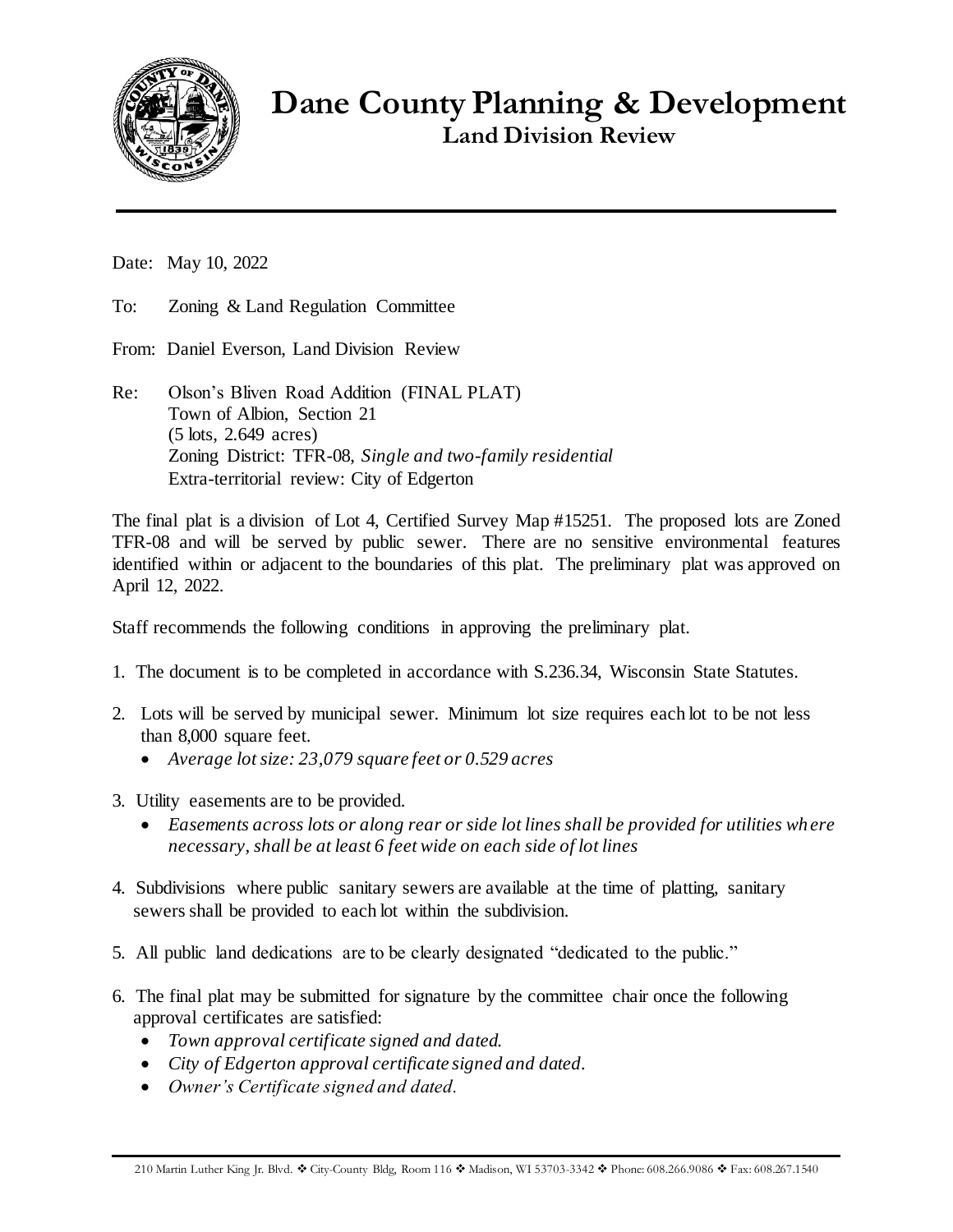# Dane County Planning & Development

## Land Division Review

Date: May 10, 2022

To: Zoning & Land Regulation Committee

From: Daniel Everson, Land Division Review

Re: Olson's Bliven Road Addition (FINAL PLAT)
Town of Albion, Section 21
(5 lots, 2.649 acres)
Zoning District: TFR-08, *Single and two-family residential*
Extra-territorial review: City of Edgerton

The final plat is a division of Lot 4, Certified Survey Map #15251. The proposed lots are Zoned TFR-08 and will be served by public sewer. There are no sensitive environmental features identified within or adjacent to the boundaries of this plat. The preliminary plat was approved on April 12, 2022.

Staff recommends the following conditions in approving the preliminary plat.

1. The document is to be completed in accordance with S.236.34, Wisconsin State Statutes.
2. Lots will be served by municipal sewer. Minimum lot size requires each lot to be not less than 8,000 square feet.
   - *Average lot size: 23,079 square feet or 0.529 acres*
3. Utility easements are to be provided.
   - *Easements across lots or along rear or side lot lines shall be provided for utilities where necessary, shall be at least 6 feet wide on each side of lot lines*
4. Subdivisions where public sanitary sewers are available at the time of platting, sanitary sewers shall be provided to each lot within the subdivision.
5. All public land dedications are to be clearly designated "dedicated to the public."
6. The final plat may be submitted for signature by the committee chair once the following approval certificates are satisfied:
   - *Town approval certificate signed and dated.*
   - *City of Edgerton approval certificate signed and dated.*
   - *Owner's Certificate signed and dated.*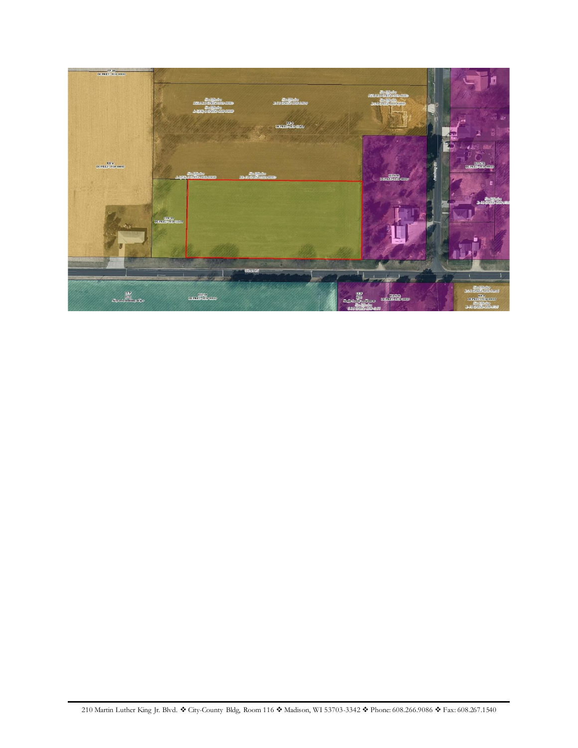210 Martin Luther King Jr. Blvd. ❖ City-County Bldg, Room 116 ❖ Madison, WI 53703-3342 ❖ Phone: 608.266.9086 ❖ Fax: 608.267.1540